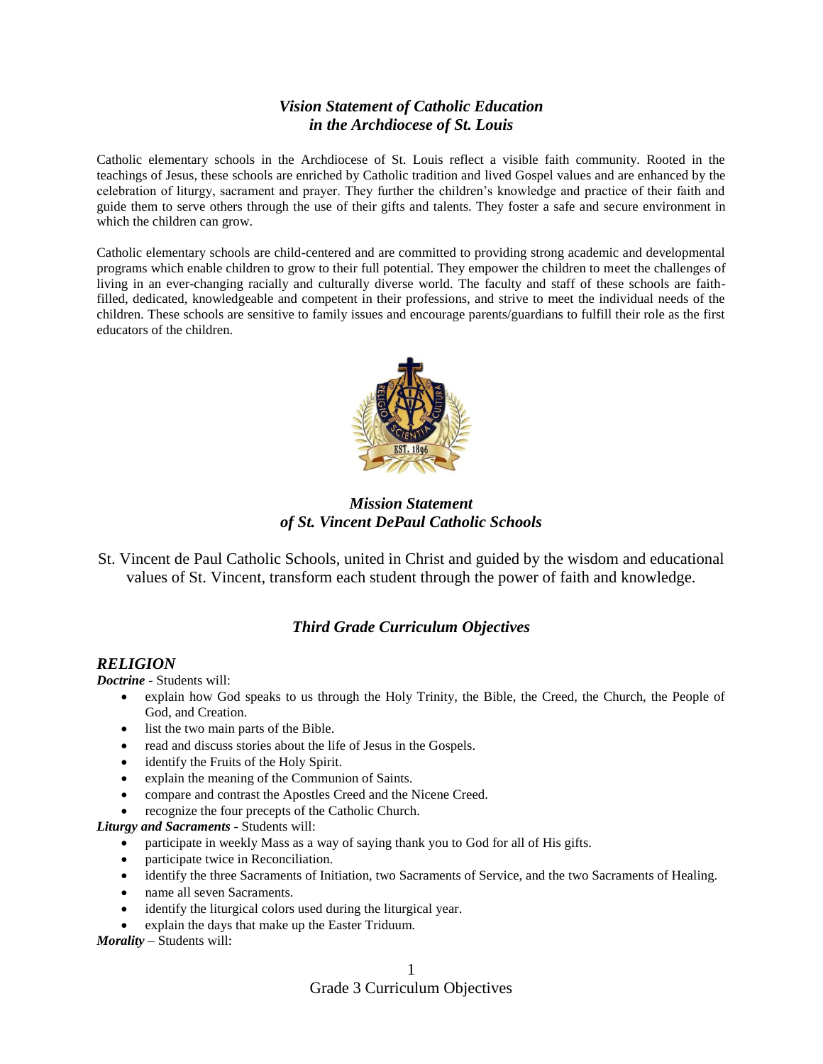## *Vision Statement of Catholic Education in the Archdiocese of St. Louis*

Catholic elementary schools in the Archdiocese of St. Louis reflect a visible faith community. Rooted in the teachings of Jesus, these schools are enriched by Catholic tradition and lived Gospel values and are enhanced by the celebration of liturgy, sacrament and prayer. They further the children's knowledge and practice of their faith and guide them to serve others through the use of their gifts and talents. They foster a safe and secure environment in which the children can grow.

Catholic elementary schools are child-centered and are committed to providing strong academic and developmental programs which enable children to grow to their full potential. They empower the children to meet the challenges of living in an ever-changing racially and culturally diverse world. The faculty and staff of these schools are faith-filled, dedicated, knowledgeable and competent in their professions, and strive to meet the individual needs of the children. These schools are sensitive to family issues and encourage parents/guardians to fulfill their role as the first educators of the children.

## *Mission Statement of St. Vincent DePaul Catholic Schools*

St. Vincent de Paul Catholic Schools, united in Christ and guided by the wisdom and educational values of St. Vincent, transform each student through the power of faith and knowledge.

## *Third Grade Curriculum Objectives*

### *RELIGION*

***Doctrine*** - Students will:

- explain how God speaks to us through the Holy Trinity, the Bible, the Creed, the Church, the People of God, and Creation.
- list the two main parts of the Bible.
- read and discuss stories about the life of Jesus in the Gospels.
- identify the Fruits of the Holy Spirit.
- explain the meaning of the Communion of Saints.
- compare and contrast the Apostles Creed and the Nicene Creed.
- recognize the four precepts of the Catholic Church.

***Liturgy and Sacraments*** - Students will:

- participate in weekly Mass as a way of saying thank you to God for all of His gifts.
- participate twice in Reconciliation.
- identify the three Sacraments of Initiation, two Sacraments of Service, and the two Sacraments of Healing.
- name all seven Sacraments.
- identify the liturgical colors used during the liturgical year.
- explain the days that make up the Easter Triduum.

***Morality*** – Students will: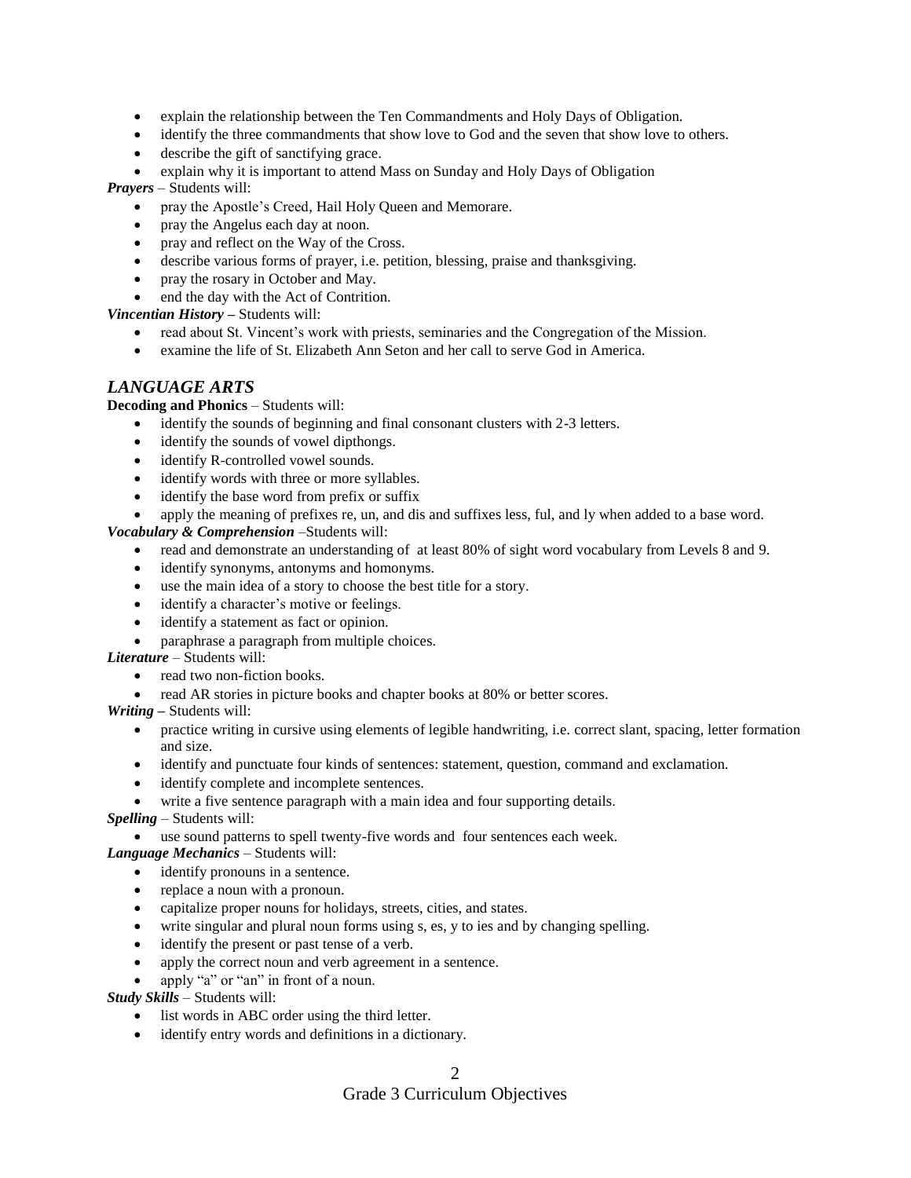- explain the relationship between the Ten Commandments and Holy Days of Obligation.
- identify the three commandments that show love to God and the seven that show love to others.
- describe the gift of sanctifying grace.
- explain why it is important to attend Mass on Sunday and Holy Days of Obligation

***Prayers*** – Students will:

- pray the Apostle's Creed, Hail Holy Queen and Memorare.
- pray the Angelus each day at noon.
- pray and reflect on the Way of the Cross.
- describe various forms of prayer, i.e. petition, blessing, praise and thanksgiving.
- pray the rosary in October and May.
- end the day with the Act of Contrition.

***Vincentian History*** – Students will:

- read about St. Vincent's work with priests, seminaries and the Congregation of the Mission.
- examine the life of St. Elizabeth Ann Seton and her call to serve God in America.

## *LANGUAGE ARTS*

**Decoding and Phonics** – Students will:

- identify the sounds of beginning and final consonant clusters with 2-3 letters.
- identify the sounds of vowel dipthongs.
- identify R-controlled vowel sounds.
- identify words with three or more syllables.
- identify the base word from prefix or suffix
- apply the meaning of prefixes re, un, and dis and suffixes less, ful, and ly when added to a base word.

***Vocabulary & Comprehension*** –Students will:

- read and demonstrate an understanding of at least 80% of sight word vocabulary from Levels 8 and 9.
- identify synonyms, antonyms and homonyms.
- use the main idea of a story to choose the best title for a story.
- identify a character's motive or feelings.
- identify a statement as fact or opinion.
- paraphrase a paragraph from multiple choices.

***Literature*** – Students will:

- read two non-fiction books.
- read AR stories in picture books and chapter books at 80% or better scores.

***Writing*** – Students will:

- practice writing in cursive using elements of legible handwriting, i.e. correct slant, spacing, letter formation and size.
- identify and punctuate four kinds of sentences: statement, question, command and exclamation.
- identify complete and incomplete sentences.
- write a five sentence paragraph with a main idea and four supporting details.

***Spelling*** – Students will:

- use sound patterns to spell twenty-five words and four sentences each week.

***Language Mechanics*** – Students will:

- identify pronouns in a sentence.
- replace a noun with a pronoun.
- capitalize proper nouns for holidays, streets, cities, and states.
- write singular and plural noun forms using s, es, y to ies and by changing spelling.
- identify the present or past tense of a verb.
- apply the correct noun and verb agreement in a sentence.
- apply "a" or "an" in front of a noun.

***Study Skills*** – Students will:

- list words in ABC order using the third letter.
- identify entry words and definitions in a dictionary.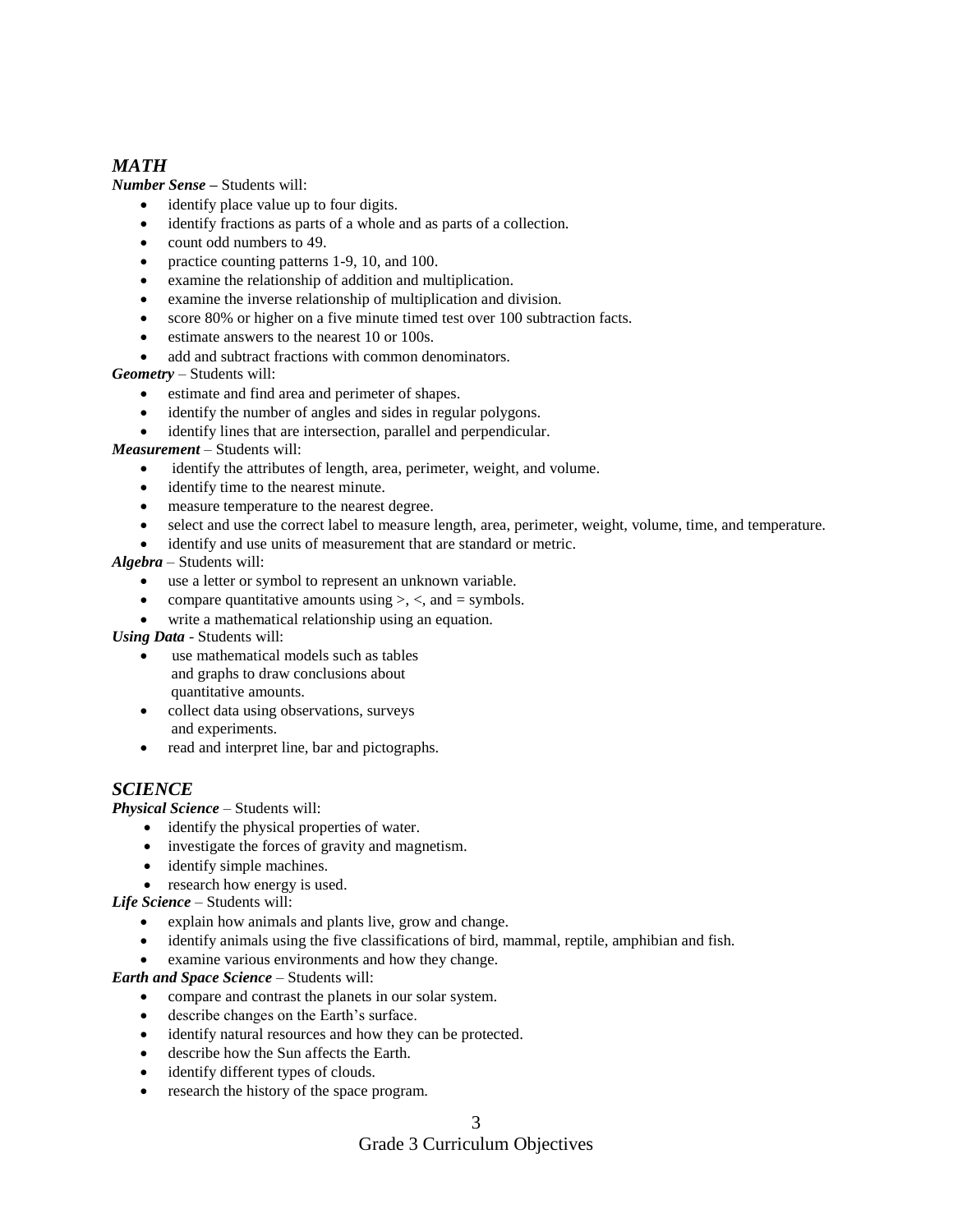## *MATH*

***Number Sense*** – Students will:

- identify place value up to four digits.
- identify fractions as parts of a whole and as parts of a collection.
- count odd numbers to 49.
- practice counting patterns 1-9, 10, and 100.
- examine the relationship of addition and multiplication.
- examine the inverse relationship of multiplication and division.
- score 80% or higher on a five minute timed test over 100 subtraction facts.
- estimate answers to the nearest 10 or 100s.
- add and subtract fractions with common denominators.

***Geometry*** – Students will:

- estimate and find area and perimeter of shapes.
- identify the number of angles and sides in regular polygons.
- identify lines that are intersection, parallel and perpendicular.

***Measurement*** – Students will:

- identify the attributes of length, area, perimeter, weight, and volume.
- identify time to the nearest minute.
- measure temperature to the nearest degree.
- select and use the correct label to measure length, area, perimeter, weight, volume, time, and temperature.
- identify and use units of measurement that are standard or metric.

***Algebra*** – Students will:

- use a letter or symbol to represent an unknown variable.
- compare quantitative amounts using >, <, and = symbols.
- write a mathematical relationship using an equation.

***Using Data*** - Students will:

- use mathematical models such as tables and graphs to draw conclusions about quantitative amounts.
- collect data using observations, surveys and experiments.
- read and interpret line, bar and pictographs.

## *SCIENCE*

***Physical Science*** – Students will:

- identify the physical properties of water.
- investigate the forces of gravity and magnetism.
- identify simple machines.
- research how energy is used.

***Life Science*** – Students will:

- explain how animals and plants live, grow and change.
- identify animals using the five classifications of bird, mammal, reptile, amphibian and fish.
- examine various environments and how they change.

***Earth and Space Science*** – Students will:

- compare and contrast the planets in our solar system.
- describe changes on the Earth's surface.
- identify natural resources and how they can be protected.
- describe how the Sun affects the Earth.
- identify different types of clouds.
- research the history of the space program.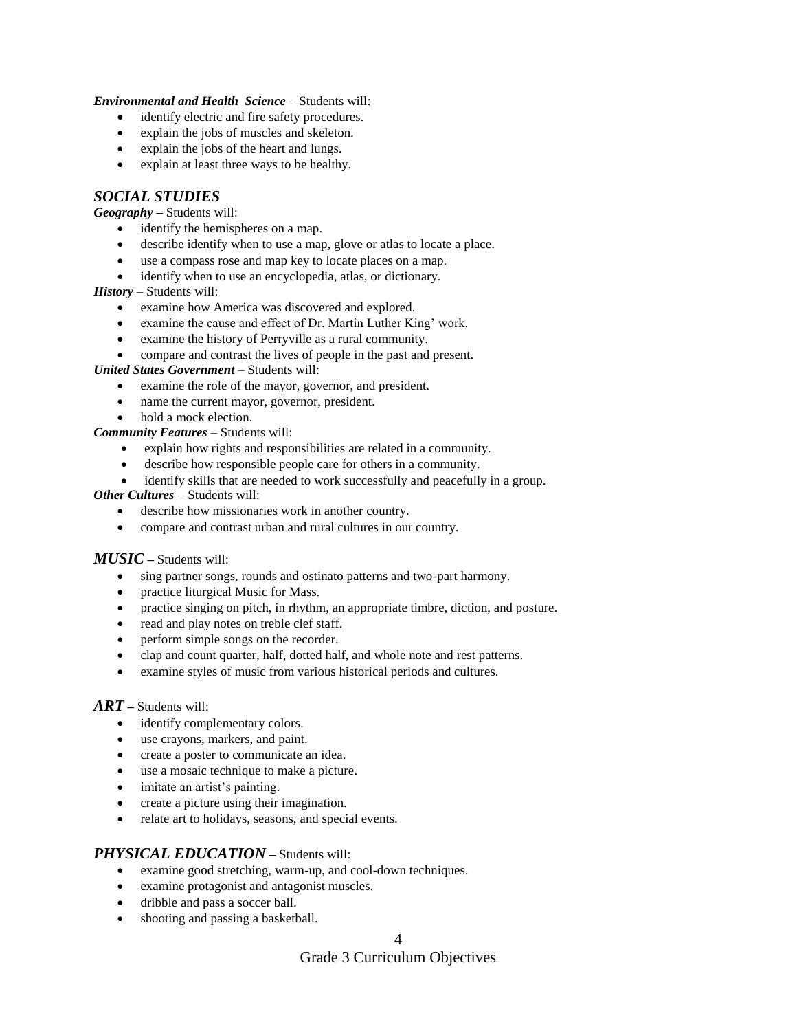***Environmental and Health Science*** – Students will:

- identify electric and fire safety procedures.
- explain the jobs of muscles and skeleton.
- explain the jobs of the heart and lungs.
- explain at least three ways to be healthy.

## *SOCIAL STUDIES*

***Geography*** – Students will:

- identify the hemispheres on a map.
- describe identify when to use a map, glove or atlas to locate a place.
- use a compass rose and map key to locate places on a map.
- identify when to use an encyclopedia, atlas, or dictionary.

***History*** – Students will:

- examine how America was discovered and explored.
- examine the cause and effect of Dr. Martin Luther King' work.
- examine the history of Perryville as a rural community.
- compare and contrast the lives of people in the past and present.

***United States Government*** – Students will:

- examine the role of the mayor, governor, and president.
- name the current mayor, governor, president.
- hold a mock election.

***Community Features*** – Students will:

- explain how rights and responsibilities are related in a community.
- describe how responsible people care for others in a community.
- identify skills that are needed to work successfully and peacefully in a group.

***Other Cultures*** – Students will:

- describe how missionaries work in another country.
- compare and contrast urban and rural cultures in our country.

## *MUSIC* – Students will:

- sing partner songs, rounds and ostinato patterns and two-part harmony.
- practice liturgical Music for Mass.
- practice singing on pitch, in rhythm, an appropriate timbre, diction, and posture.
- read and play notes on treble clef staff.
- perform simple songs on the recorder.
- clap and count quarter, half, dotted half, and whole note and rest patterns.
- examine styles of music from various historical periods and cultures.

## *ART* – Students will:

- identify complementary colors.
- use crayons, markers, and paint.
- create a poster to communicate an idea.
- use a mosaic technique to make a picture.
- imitate an artist's painting.
- create a picture using their imagination.
- relate art to holidays, seasons, and special events.

## *PHYSICAL EDUCATION* – Students will:

- examine good stretching, warm-up, and cool-down techniques.
- examine protagonist and antagonist muscles.
- dribble and pass a soccer ball.
- shooting and passing a basketball.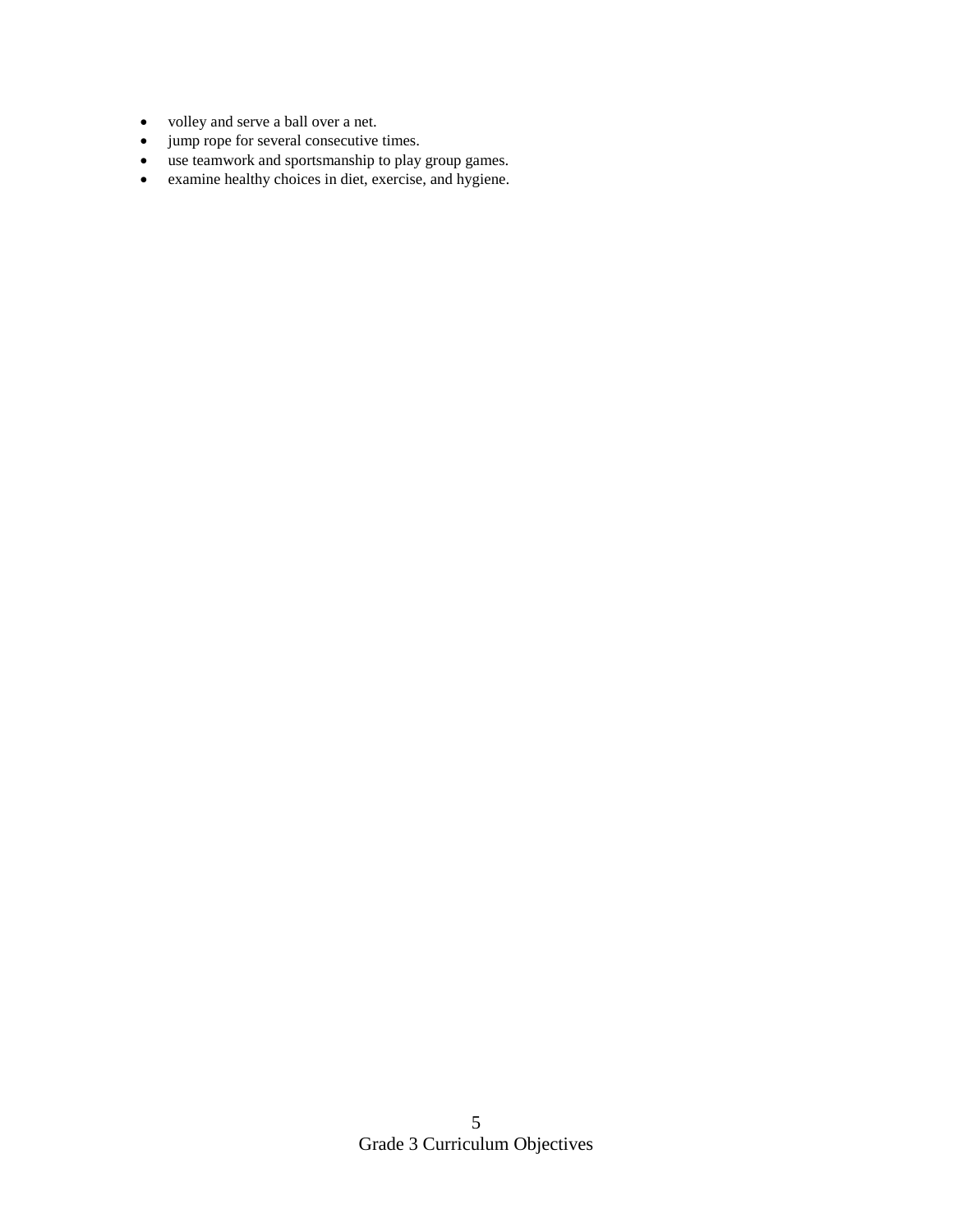- volley and serve a ball over a net.
- jump rope for several consecutive times.
- use teamwork and sportsmanship to play group games.
- examine healthy choices in diet, exercise, and hygiene.